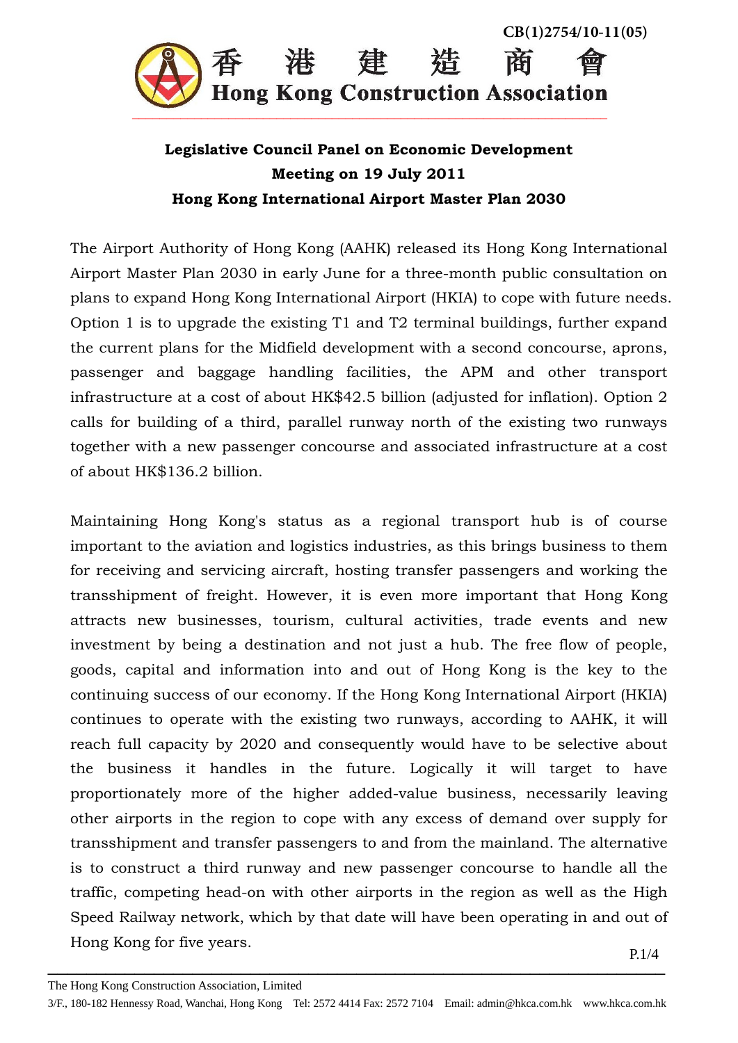CB(1)2754/10-11(05)

# 香港建造商會
# Hong Kong Construction Association

## Legislative Council Panel on Economic Development
## Meeting on 19 July 2011
## Hong Kong International Airport Master Plan 2030

The Airport Authority of Hong Kong (AAHK) released its Hong Kong International Airport Master Plan 2030 in early June for a three-month public consultation on plans to expand Hong Kong International Airport (HKIA) to cope with future needs. Option 1 is to upgrade the existing T1 and T2 terminal buildings, further expand the current plans for the Midfield development with a second concourse, aprons, passenger and baggage handling facilities, the APM and other transport infrastructure at a cost of about HK$42.5 billion (adjusted for inflation). Option 2 calls for building of a third, parallel runway north of the existing two runways together with a new passenger concourse and associated infrastructure at a cost of about HK$136.2 billion.

Maintaining Hong Kong's status as a regional transport hub is of course important to the aviation and logistics industries, as this brings business to them for receiving and servicing aircraft, hosting transfer passengers and working the transshipment of freight. However, it is even more important that Hong Kong attracts new businesses, tourism, cultural activities, trade events and new investment by being a destination and not just a hub. The free flow of people, goods, capital and information into and out of Hong Kong is the key to the continuing success of our economy. If the Hong Kong International Airport (HKIA) continues to operate with the existing two runways, according to AAHK, it will reach full capacity by 2020 and consequently would have to be selective about the business it handles in the future. Logically it will target to have proportionately more of the higher added-value business, necessarily leaving other airports in the region to cope with any excess of demand over supply for transshipment and transfer passengers to and from the mainland. The alternative is to construct a third runway and new passenger concourse to handle all the traffic, competing head-on with other airports in the region as well as the High Speed Railway network, which by that date will have been operating in and out of Hong Kong for five years.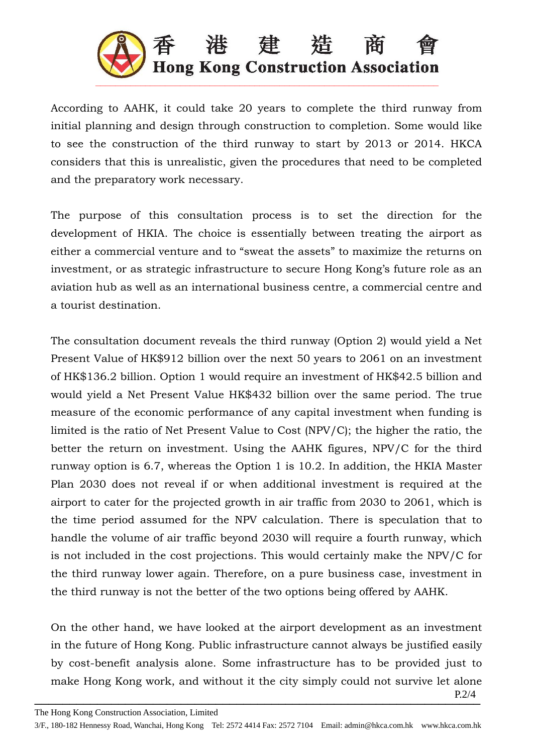According to AAHK, it could take 20 years to complete the third runway from initial planning and design through construction to completion. Some would like to see the construction of the third runway to start by 2013 or 2014. HKCA considers that this is unrealistic, given the procedures that need to be completed and the preparatory work necessary.

The purpose of this consultation process is to set the direction for the development of HKIA. The choice is essentially between treating the airport as either a commercial venture and to "sweat the assets" to maximize the returns on investment, or as strategic infrastructure to secure Hong Kong's future role as an aviation hub as well as an international business centre, a commercial centre and a tourist destination.

The consultation document reveals the third runway (Option 2) would yield a Net Present Value of HK$912 billion over the next 50 years to 2061 on an investment of HK$136.2 billion. Option 1 would require an investment of HK$42.5 billion and would yield a Net Present Value HK$432 billion over the same period. The true measure of the economic performance of any capital investment when funding is limited is the ratio of Net Present Value to Cost (NPV/C); the higher the ratio, the better the return on investment. Using the AAHK figures, NPV/C for the third runway option is 6.7, whereas the Option 1 is 10.2. In addition, the HKIA Master Plan 2030 does not reveal if or when additional investment is required at the airport to cater for the projected growth in air traffic from 2030 to 2061, which is the time period assumed for the NPV calculation. There is speculation that to handle the volume of air traffic beyond 2030 will require a fourth runway, which is not included in the cost projections. This would certainly make the NPV/C for the third runway lower again. Therefore, on a pure business case, investment in the third runway is not the better of the two options being offered by AAHK.

On the other hand, we have looked at the airport development as an investment in the future of Hong Kong. Public infrastructure cannot always be justified easily by cost-benefit analysis alone. Some infrastructure has to be provided just to make Hong Kong work, and without it the city simply could not survive let alone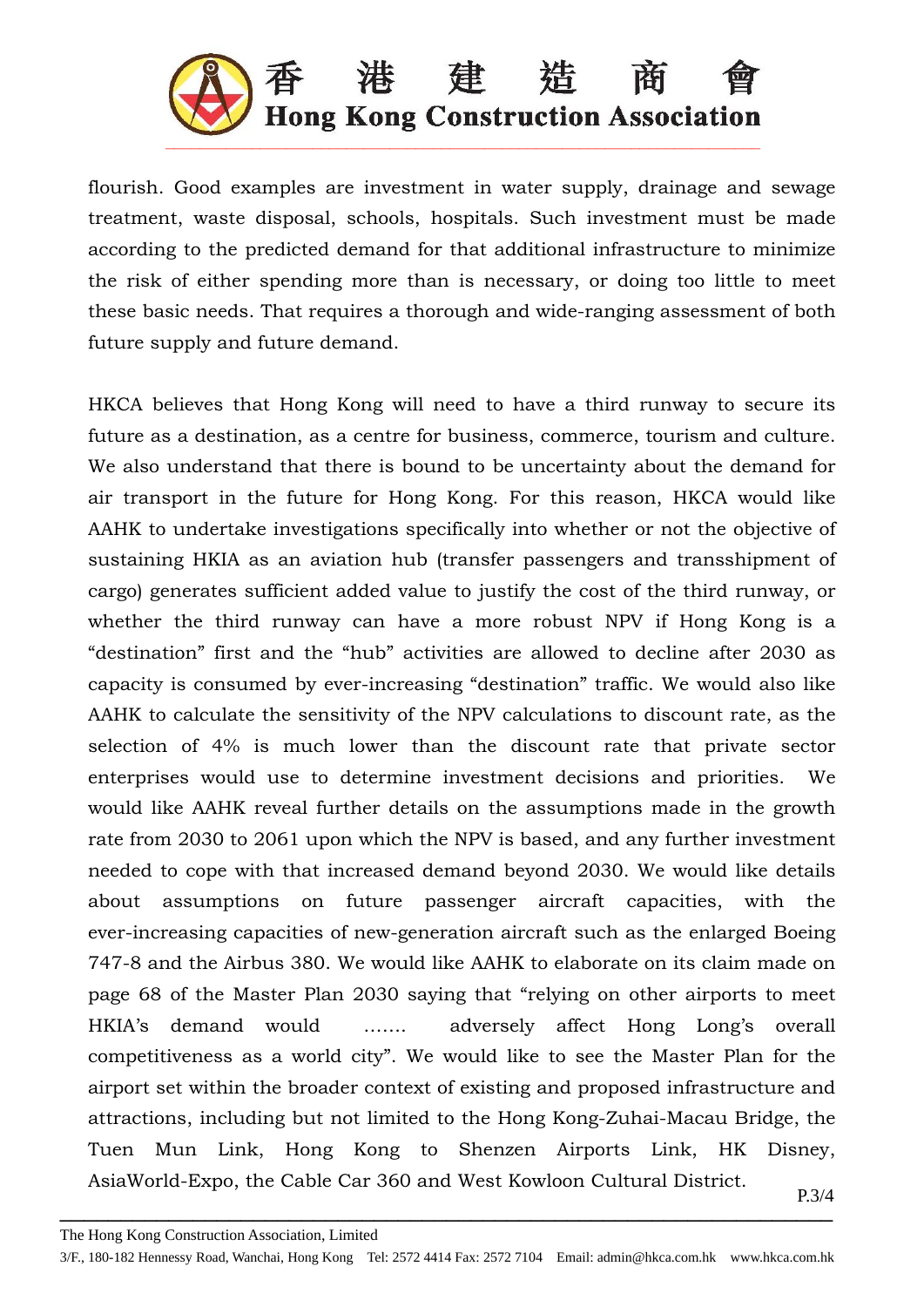flourish. Good examples are investment in water supply, drainage and sewage treatment, waste disposal, schools, hospitals. Such investment must be made according to the predicted demand for that additional infrastructure to minimize the risk of either spending more than is necessary, or doing too little to meet these basic needs. That requires a thorough and wide-ranging assessment of both future supply and future demand.

HKCA believes that Hong Kong will need to have a third runway to secure its future as a destination, as a centre for business, commerce, tourism and culture. We also understand that there is bound to be uncertainty about the demand for air transport in the future for Hong Kong. For this reason, HKCA would like AAHK to undertake investigations specifically into whether or not the objective of sustaining HKIA as an aviation hub (transfer passengers and transshipment of cargo) generates sufficient added value to justify the cost of the third runway, or whether the third runway can have a more robust NPV if Hong Kong is a "destination" first and the "hub" activities are allowed to decline after 2030 as capacity is consumed by ever-increasing "destination" traffic. We would also like AAHK to calculate the sensitivity of the NPV calculations to discount rate, as the selection of 4% is much lower than the discount rate that private sector enterprises would use to determine investment decisions and priorities. We would like AAHK reveal further details on the assumptions made in the growth rate from 2030 to 2061 upon which the NPV is based, and any further investment needed to cope with that increased demand beyond 2030. We would like details about assumptions on future passenger aircraft capacities, with the ever-increasing capacities of new-generation aircraft such as the enlarged Boeing 747-8 and the Airbus 380. We would like AAHK to elaborate on its claim made on page 68 of the Master Plan 2030 saying that "relying on other airports to meet HKIA's demand would ....... adversely affect Hong Long's overall competitiveness as a world city". We would like to see the Master Plan for the airport set within the broader context of existing and proposed infrastructure and attractions, including but not limited to the Hong Kong-Zuhai-Macau Bridge, the Tuen Mun Link, Hong Kong to Shenzen Airports Link, HK Disney, AsiaWorld-Expo, the Cable Car 360 and West Kowloon Cultural District.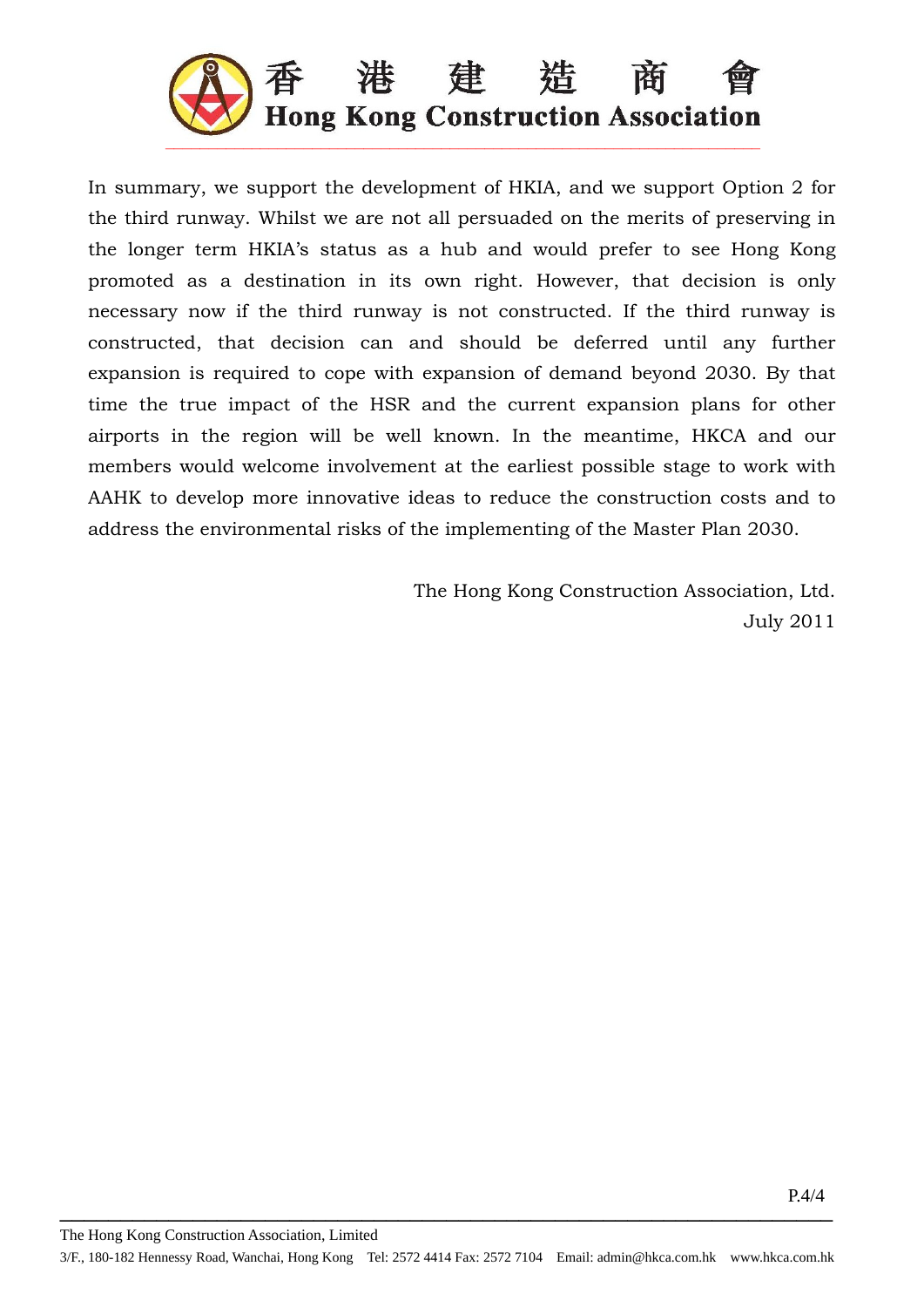In summary, we support the development of HKIA, and we support Option 2 for the third runway. Whilst we are not all persuaded on the merits of preserving in the longer term HKIA's status as a hub and would prefer to see Hong Kong promoted as a destination in its own right. However, that decision is only necessary now if the third runway is not constructed. If the third runway is constructed, that decision can and should be deferred until any further expansion is required to cope with expansion of demand beyond 2030. By that time the true impact of the HSR and the current expansion plans for other airports in the region will be well known. In the meantime, HKCA and our members would welcome involvement at the earliest possible stage to work with AAHK to develop more innovative ideas to reduce the construction costs and to address the environmental risks of the implementing of the Master Plan 2030.

The Hong Kong Construction Association, Ltd.
July 2011